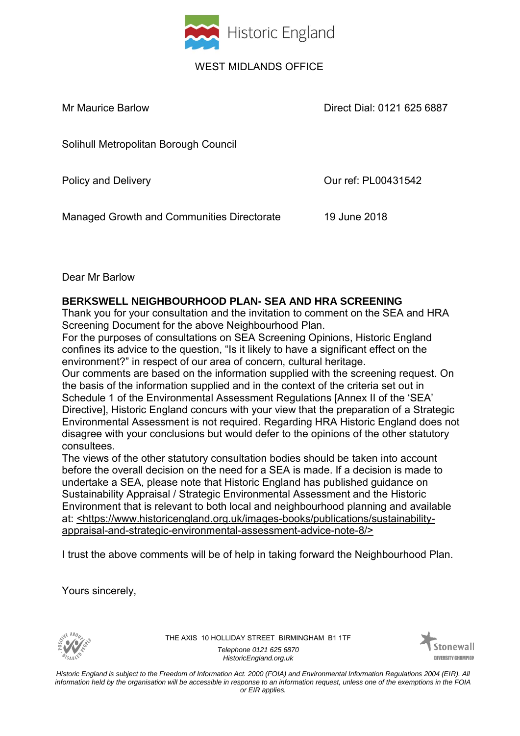Historic England

WEST MIDLANDS OFFICE

Mr Maurice Barlow

Solihull Metropolitan Borough Council

Policy and Delivery

Managed Growth and Communities Directorate

Direct Dial: 0121 625 6887

Our ref: PL00431542

19 June 2018

Dear Mr Barlow

**BERKSWELL NEIGHBOURHOOD PLAN- SEA AND HRA SCREENING**

Thank you for your consultation and the invitation to comment on the SEA and HRA Screening Document for the above Neighbourhood Plan.

For the purposes of consultations on SEA Screening Opinions, Historic England confines its advice to the question, "Is it likely to have a significant effect on the environment?" in respect of our area of concern, cultural heritage.

Our comments are based on the information supplied with the screening request. On the basis of the information supplied and in the context of the criteria set out in Schedule 1 of the Environmental Assessment Regulations [Annex II of the 'SEA' Directive], Historic England concurs with your view that the preparation of a Strategic Environmental Assessment is not required. Regarding HRA Historic England does not disagree with your conclusions but would defer to the opinions of the other statutory consultees.

The views of the other statutory consultation bodies should be taken into account before the overall decision on the need for a SEA is made. If a decision is made to undertake a SEA, please note that Historic England has published guidance on Sustainability Appraisal / Strategic Environmental Assessment and the Historic Environment that is relevant to both local and neighbourhood planning and available at: <https://www.historicengland.org.uk/images-books/publications/sustainability-appraisal-and-strategic-environmental-assessment-advice-note-8/>

I trust the above comments will be of help in taking forward the Neighbourhood Plan.

Yours sincerely,

THE AXIS 10 HOLLIDAY STREET BIRMINGHAM B1 1TF

*Telephone 0121 625 6870*
*HistoricEngland.org.uk*

*Historic England is subject to the Freedom of Information Act. 2000 (FOIA) and Environmental Information Regulations 2004 (EIR). All information held by the organisation will be accessible in response to an information request, unless one of the exemptions in the FOIA or EIR applies.*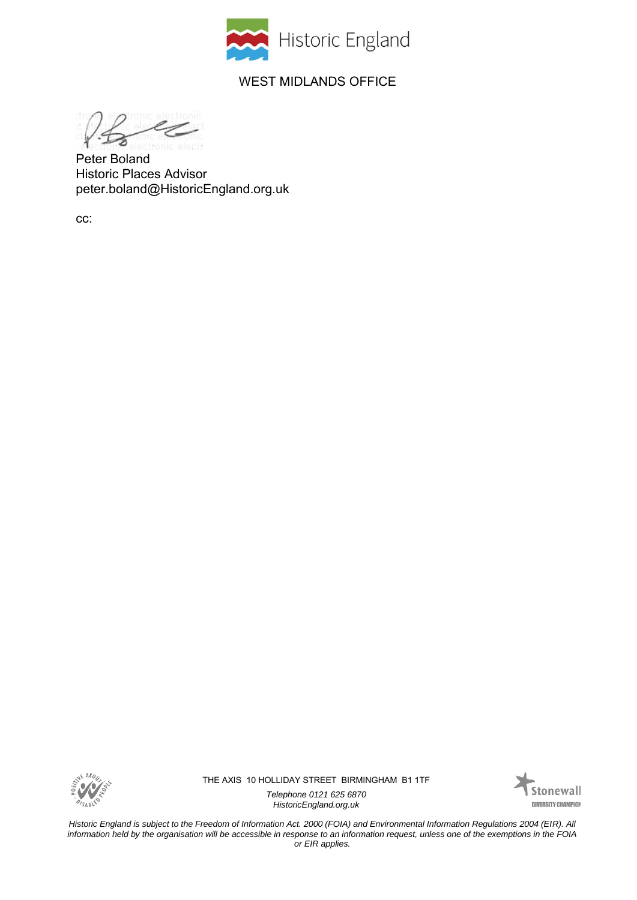WEST MIDLANDS OFFICE

Peter Boland
Historic Places Advisor
peter.boland@HistoricEngland.org.uk

cc:

THE AXIS 10 HOLLIDAY STREET BIRMINGHAM B1 1TF

*Telephone 0121 625 6870*
*HistoricEngland.org.uk*

*Historic England is subject to the Freedom of Information Act. 2000 (FOIA) and Environmental Information Regulations 2004 (EIR). All information held by the organisation will be accessible in response to an information request, unless one of the exemptions in the FOIA or EIR applies.*